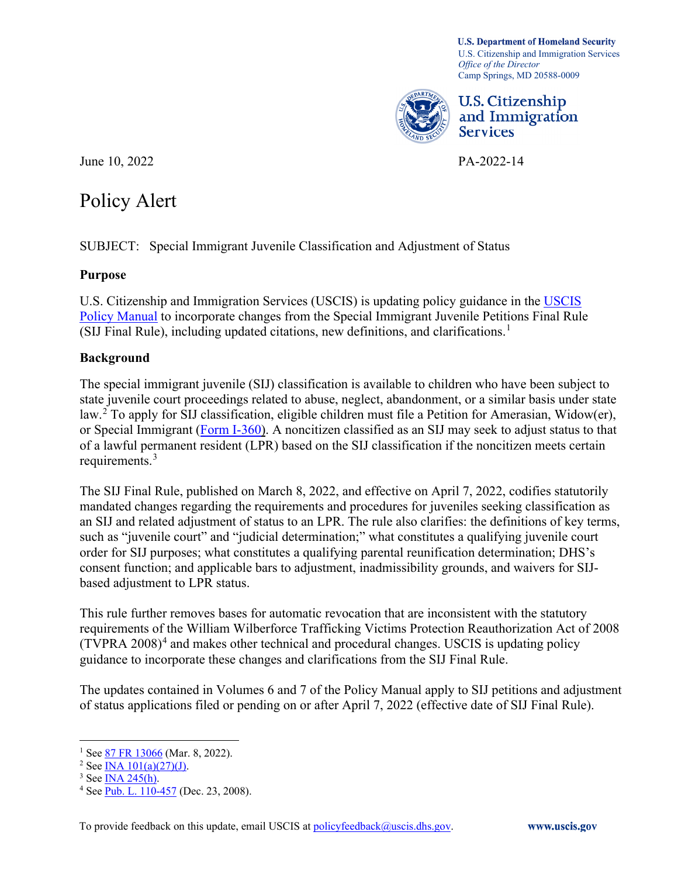**U.S. Department of Homeland Security**
U.S. Citizenship and Immigration Services
*Office of the Director*
Camp Springs, MD 20588-0009

**U.S. Citizenship and Immigration Services**

June 10, 2022

PA-2022-14

# Policy Alert

SUBJECT: Special Immigrant Juvenile Classification and Adjustment of Status

## Purpose

U.S. Citizenship and Immigration Services (USCIS) is updating policy guidance in the USCIS Policy Manual to incorporate changes from the Special Immigrant Juvenile Petitions Final Rule (SIJ Final Rule), including updated citations, new definitions, and clarifications.[1]

## Background

The special immigrant juvenile (SIJ) classification is available to children who have been subject to state juvenile court proceedings related to abuse, neglect, abandonment, or a similar basis under state law.[2] To apply for SIJ classification, eligible children must file a Petition for Amerasian, Widow(er), or Special Immigrant (Form I-360). A noncitizen classified as an SIJ may seek to adjust status to that of a lawful permanent resident (LPR) based on the SIJ classification if the noncitizen meets certain requirements.[3]

The SIJ Final Rule, published on March 8, 2022, and effective on April 7, 2022, codifies statutorily mandated changes regarding the requirements and procedures for juveniles seeking classification as an SIJ and related adjustment of status to an LPR. The rule also clarifies: the definitions of key terms, such as "juvenile court" and "judicial determination;" what constitutes a qualifying juvenile court order for SIJ purposes; what constitutes a qualifying parental reunification determination; DHS's consent function; and applicable bars to adjustment, inadmissibility grounds, and waivers for SIJ-based adjustment to LPR status.

This rule further removes bases for automatic revocation that are inconsistent with the statutory requirements of the William Wilberforce Trafficking Victims Protection Reauthorization Act of 2008 (TVPRA 2008)[4] and makes other technical and procedural changes. USCIS is updating policy guidance to incorporate these changes and clarifications from the SIJ Final Rule.

The updates contained in Volumes 6 and 7 of the Policy Manual apply to SIJ petitions and adjustment of status applications filed or pending on or after April 7, 2022 (effective date of SIJ Final Rule).

---

[1] See 87 FR 13066 (Mar. 8, 2022).
[2] See INA 101(a)(27)(J).
[3] See INA 245(h).
[4] See Pub. L. 110-457 (Dec. 23, 2008).

To provide feedback on this update, email USCIS at policyfeedback@uscis.dhs.gov. **www.uscis.gov**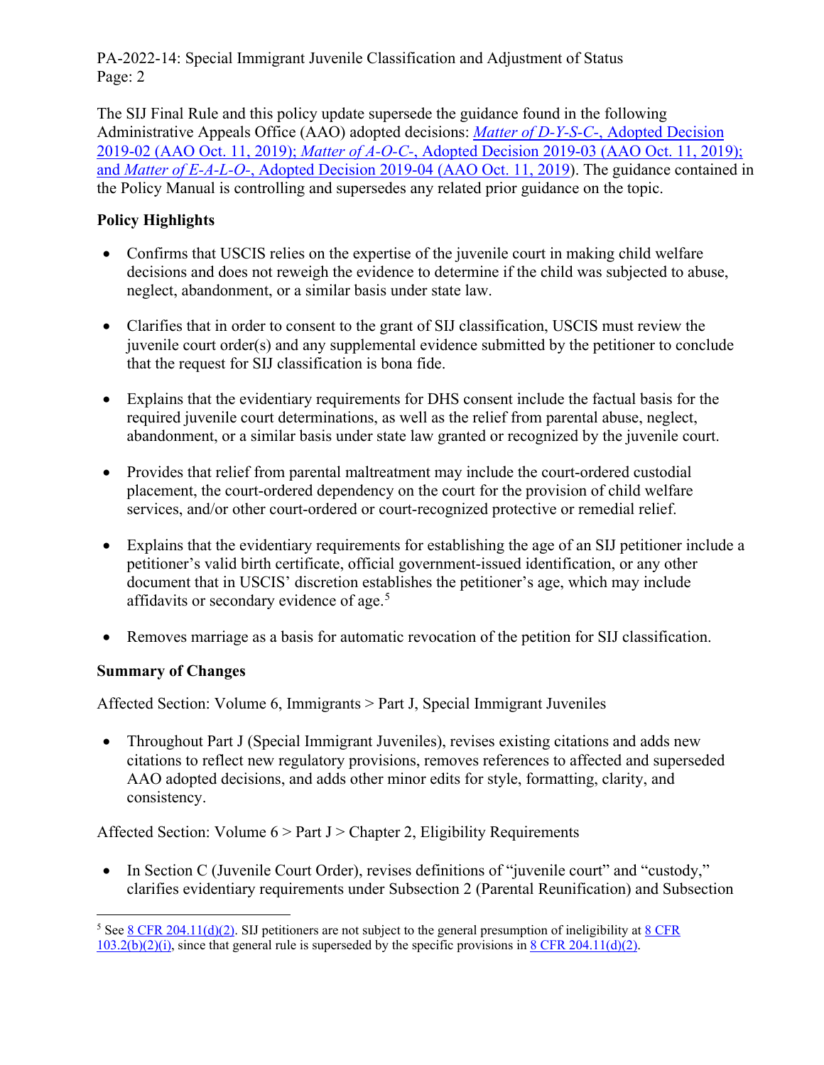The SIJ Final Rule and this policy update supersede the guidance found in the following Administrative Appeals Office (AAO) adopted decisions: *Matter of D-Y-S-C-*, Adopted Decision 2019-02 (AAO Oct. 11, 2019); *Matter of A-O-C-*, Adopted Decision 2019-03 (AAO Oct. 11, 2019); and *Matter of E-A-L-O-*, Adopted Decision 2019-04 (AAO Oct. 11, 2019). The guidance contained in the Policy Manual is controlling and supersedes any related prior guidance on the topic.

**Policy Highlights**

- Confirms that USCIS relies on the expertise of the juvenile court in making child welfare decisions and does not reweigh the evidence to determine if the child was subjected to abuse, neglect, abandonment, or a similar basis under state law.
- Clarifies that in order to consent to the grant of SIJ classification, USCIS must review the juvenile court order(s) and any supplemental evidence submitted by the petitioner to conclude that the request for SIJ classification is bona fide.
- Explains that the evidentiary requirements for DHS consent include the factual basis for the required juvenile court determinations, as well as the relief from parental abuse, neglect, abandonment, or a similar basis under state law granted or recognized by the juvenile court.
- Provides that relief from parental maltreatment may include the court-ordered custodial placement, the court-ordered dependency on the court for the provision of child welfare services, and/or other court-ordered or court-recognized protective or remedial relief.
- Explains that the evidentiary requirements for establishing the age of an SIJ petitioner include a petitioner's valid birth certificate, official government-issued identification, or any other document that in USCIS' discretion establishes the petitioner's age, which may include affidavits or secondary evidence of age.[5]
- Removes marriage as a basis for automatic revocation of the petition for SIJ classification.

**Summary of Changes**

Affected Section: Volume 6, Immigrants > Part J, Special Immigrant Juveniles

- Throughout Part J (Special Immigrant Juveniles), revises existing citations and adds new citations to reflect new regulatory provisions, removes references to affected and superseded AAO adopted decisions, and adds other minor edits for style, formatting, clarity, and consistency.

Affected Section: Volume 6 > Part J > Chapter 2, Eligibility Requirements

- In Section C (Juvenile Court Order), revises definitions of "juvenile court" and "custody," clarifies evidentiary requirements under Subsection 2 (Parental Reunification) and Subsection

---

[5] See 8 CFR 204.11(d)(2). SIJ petitioners are not subject to the general presumption of ineligibility at 8 CFR 103.2(b)(2)(i), since that general rule is superseded by the specific provisions in 8 CFR 204.11(d)(2).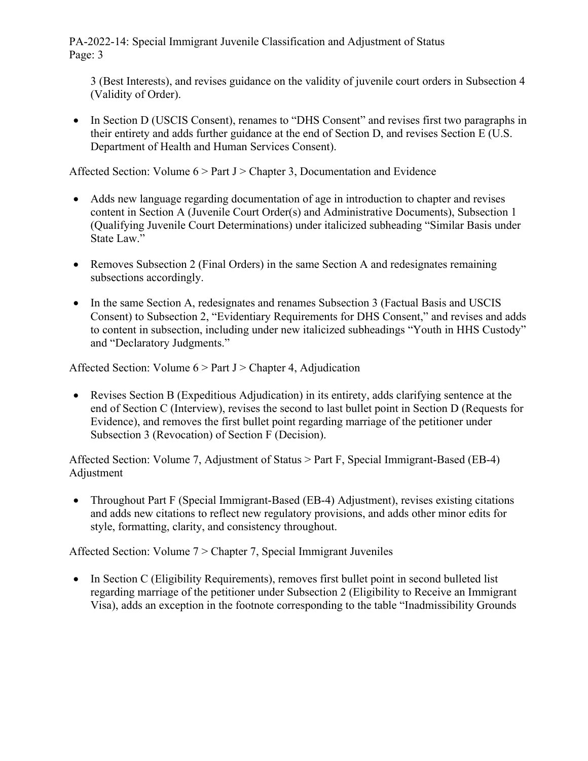3 (Best Interests), and revises guidance on the validity of juvenile court orders in Subsection 4 (Validity of Order).

- In Section D (USCIS Consent), renames to "DHS Consent" and revises first two paragraphs in their entirety and adds further guidance at the end of Section D, and revises Section E (U.S. Department of Health and Human Services Consent).

Affected Section: Volume 6 > Part J > Chapter 3, Documentation and Evidence

- Adds new language regarding documentation of age in introduction to chapter and revises content in Section A (Juvenile Court Order(s) and Administrative Documents), Subsection 1 (Qualifying Juvenile Court Determinations) under italicized subheading "Similar Basis under State Law."

- Removes Subsection 2 (Final Orders) in the same Section A and redesignates remaining subsections accordingly.

- In the same Section A, redesignates and renames Subsection 3 (Factual Basis and USCIS Consent) to Subsection 2, "Evidentiary Requirements for DHS Consent," and revises and adds to content in subsection, including under new italicized subheadings "Youth in HHS Custody" and "Declaratory Judgments."

Affected Section: Volume 6 > Part J > Chapter 4, Adjudication

- Revises Section B (Expeditious Adjudication) in its entirety, adds clarifying sentence at the end of Section C (Interview), revises the second to last bullet point in Section D (Requests for Evidence), and removes the first bullet point regarding marriage of the petitioner under Subsection 3 (Revocation) of Section F (Decision).

Affected Section: Volume 7, Adjustment of Status > Part F, Special Immigrant-Based (EB-4) Adjustment

- Throughout Part F (Special Immigrant-Based (EB-4) Adjustment), revises existing citations and adds new citations to reflect new regulatory provisions, and adds other minor edits for style, formatting, clarity, and consistency throughout.

Affected Section: Volume 7 > Chapter 7, Special Immigrant Juveniles

- In Section C (Eligibility Requirements), removes first bullet point in second bulleted list regarding marriage of the petitioner under Subsection 2 (Eligibility to Receive an Immigrant Visa), adds an exception in the footnote corresponding to the table "Inadmissibility Grounds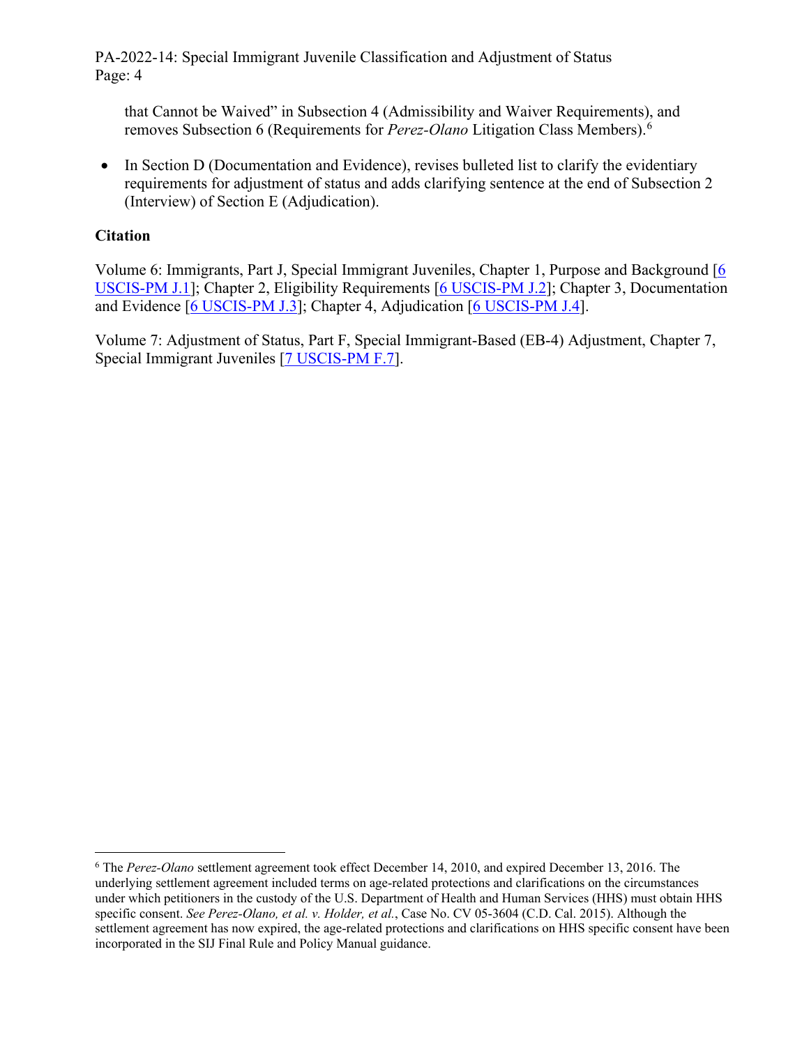that Cannot be Waived" in Subsection 4 (Admissibility and Waiver Requirements), and removes Subsection 6 (Requirements for *Perez-Olano* Litigation Class Members).[6]

- In Section D (Documentation and Evidence), revises bulleted list to clarify the evidentiary requirements for adjustment of status and adds clarifying sentence at the end of Subsection 2 (Interview) of Section E (Adjudication).

**Citation**

Volume 6: Immigrants, Part J, Special Immigrant Juveniles, Chapter 1, Purpose and Background [6 USCIS-PM J.1]; Chapter 2, Eligibility Requirements [6 USCIS-PM J.2]; Chapter 3, Documentation and Evidence [6 USCIS-PM J.3]; Chapter 4, Adjudication [6 USCIS-PM J.4].

Volume 7: Adjustment of Status, Part F, Special Immigrant-Based (EB-4) Adjustment, Chapter 7, Special Immigrant Juveniles [7 USCIS-PM F.7].

---

[6] The *Perez-Olano* settlement agreement took effect December 14, 2010, and expired December 13, 2016. The underlying settlement agreement included terms on age-related protections and clarifications on the circumstances under which petitioners in the custody of the U.S. Department of Health and Human Services (HHS) must obtain HHS specific consent. *See Perez-Olano, et al. v. Holder, et al.*, Case No. CV 05-3604 (C.D. Cal. 2015). Although the settlement agreement has now expired, the age-related protections and clarifications on HHS specific consent have been incorporated in the SIJ Final Rule and Policy Manual guidance.